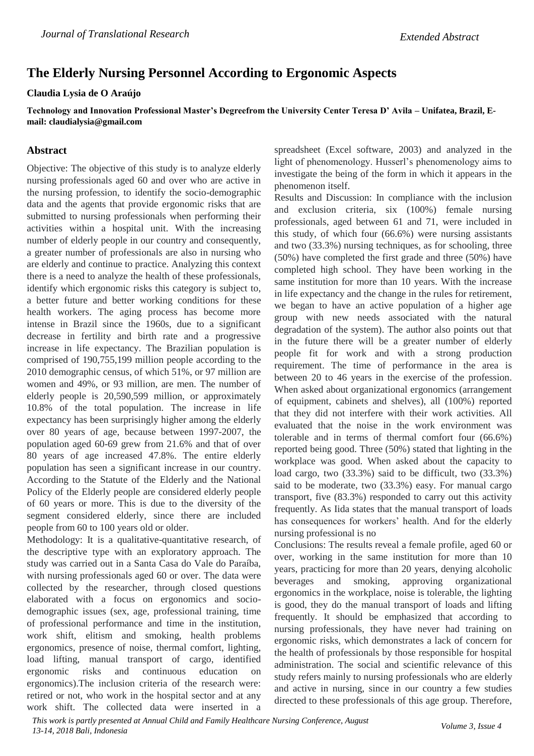# The Elderly Nursing Personnel According to Ergonomic Aspects

**Claudia Lysia de O Araújo**

**Technology and Innovation Professional Master's Degreefrom the University Center Teresa D' Avila – Unifatea, Brazil, E-mail: claudialysia@gmail.com**

## Abstract

Objective: The objective of this study is to analyze elderly nursing professionals aged 60 and over who are active in the nursing profession, to identify the socio-demographic data and the agents that provide ergonomic risks that are submitted to nursing professionals when performing their activities within a hospital unit. With the increasing number of elderly people in our country and consequently, a greater number of professionals are also in nursing who are elderly and continue to practice. Analyzing this context there is a need to analyze the health of these professionals, identify which ergonomic risks this category is subject to, a better future and better working conditions for these health workers. The aging process has become more intense in Brazil since the 1960s, due to a significant decrease in fertility and birth rate and a progressive increase in life expectancy. The Brazilian population is comprised of 190,755,199 million people according to the 2010 demographic census, of which 51%, or 97 million are women and 49%, or 93 million, are men. The number of elderly people is 20,590,599 million, or approximately 10.8% of the total population. The increase in life expectancy has been surprisingly higher among the elderly over 80 years of age, because between 1997-2007, the population aged 60-69 grew from 21.6% and that of over 80 years of age increased 47.8%. The entire elderly population has seen a significant increase in our country. According to the Statute of the Elderly and the National Policy of the Elderly people are considered elderly people of 60 years or more. This is due to the diversity of the segment considered elderly, since there are included people from 60 to 100 years old or older.

Methodology: It is a qualitative-quantitative research, of the descriptive type with an exploratory approach. The study was carried out in a Santa Casa do Vale do Paraíba, with nursing professionals aged 60 or over. The data were collected by the researcher, through closed questions elaborated with a focus on ergonomics and socio-demographic issues (sex, age, professional training, time of professional performance and time in the institution, work shift, elitism and smoking, health problems ergonomics, presence of noise, thermal comfort, lighting, load lifting, manual transport of cargo, identified ergonomic risks and continuous education on ergonomics).The inclusion criteria of the research were: retired or not, who work in the hospital sector and at any work shift. The collected data were inserted in a spreadsheet (Excel software, 2003) and analyzed in the light of phenomenology. Husserl's phenomenology aims to investigate the being of the form in which it appears in the phenomenon itself.

Results and Discussion: In compliance with the inclusion and exclusion criteria, six (100%) female nursing professionals, aged between 61 and 71, were included in this study, of which four (66.6%) were nursing assistants and two (33.3%) nursing techniques, as for schooling, three (50%) have completed the first grade and three (50%) have completed high school. They have been working in the same institution for more than 10 years. With the increase in life expectancy and the change in the rules for retirement, we began to have an active population of a higher age group with new needs associated with the natural degradation of the system). The author also points out that in the future there will be a greater number of elderly people fit for work and with a strong production requirement. The time of performance in the area is between 20 to 46 years in the exercise of the profession. When asked about organizational ergonomics (arrangement of equipment, cabinets and shelves), all (100%) reported that they did not interfere with their work activities. All evaluated that the noise in the work environment was tolerable and in terms of thermal comfort four (66.6%) reported being good. Three (50%) stated that lighting in the workplace was good. When asked about the capacity to load cargo, two (33.3%) said to be difficult, two (33.3%) said to be moderate, two (33.3%) easy. For manual cargo transport, five (83.3%) responded to carry out this activity frequently. As Iida states that the manual transport of loads has consequences for workers' health. And for the elderly nursing professional is no

Conclusions: The results reveal a female profile, aged 60 or over, working in the same institution for more than 10 years, practicing for more than 20 years, denying alcoholic beverages and smoking, approving organizational ergonomics in the workplace, noise is tolerable, the lighting is good, they do the manual transport of loads and lifting frequently. It should be emphasized that according to nursing professionals, they have never had training on ergonomic risks, which demonstrates a lack of concern for the health of professionals by those responsible for hospital administration. The social and scientific relevance of this study refers mainly to nursing professionals who are elderly and active in nursing, since in our country a few studies directed to these professionals of this age group. Therefore,

*This work is partly presented at Annual Child and Family Healthcare Nursing Conference, August 13-14, 2018 Bali, Indonesia*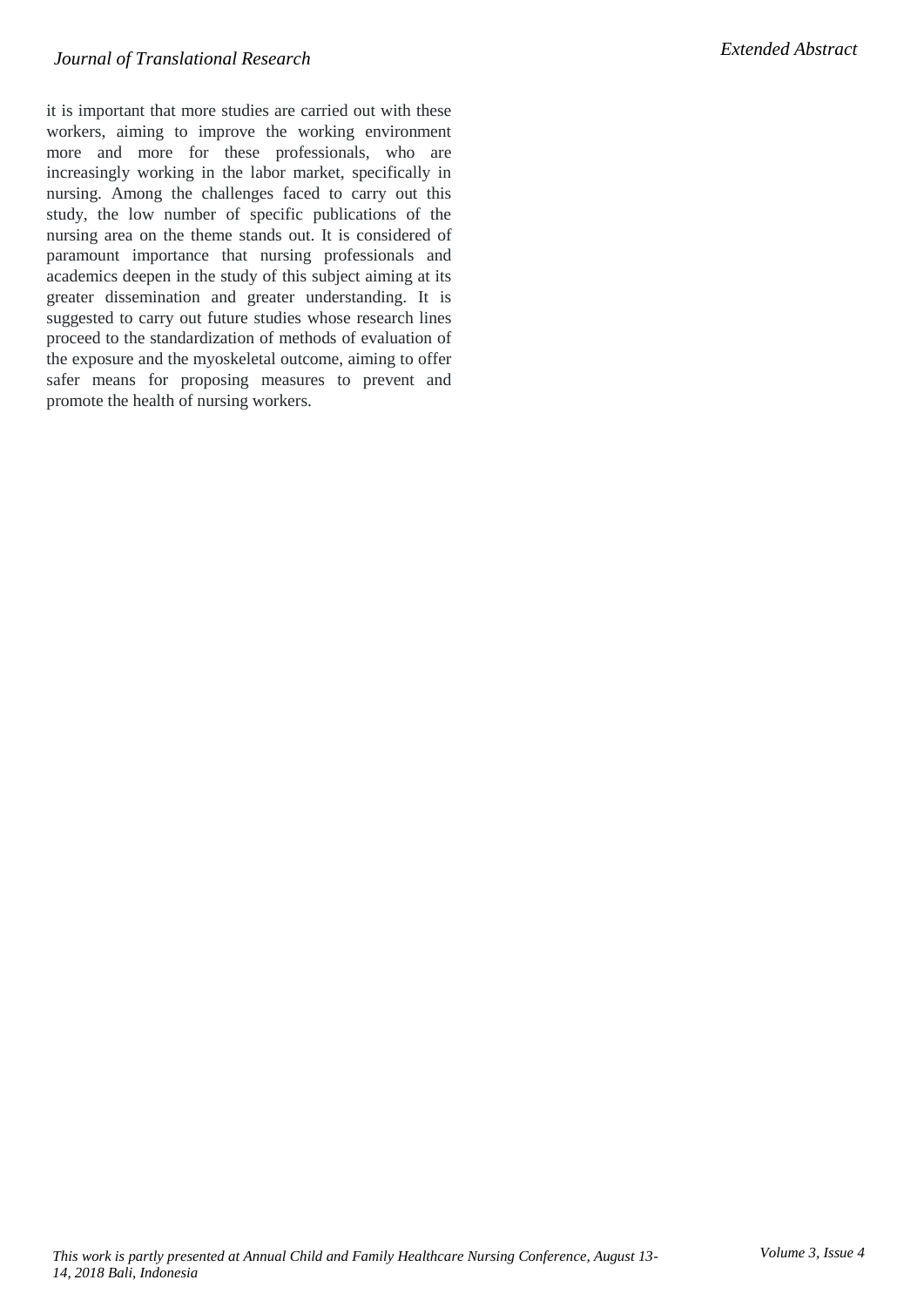it is important that more studies are carried out with these workers, aiming to improve the working environment more and more for these professionals, who are increasingly working in the labor market, specifically in nursing. Among the challenges faced to carry out this study, the low number of specific publications of the nursing area on the theme stands out. It is considered of paramount importance that nursing professionals and academics deepen in the study of this subject aiming at its greater dissemination and greater understanding. It is suggested to carry out future studies whose research lines proceed to the standardization of methods of evaluation of the exposure and the myoskeletal outcome, aiming to offer safer means for proposing measures to prevent and promote the health of nursing workers.